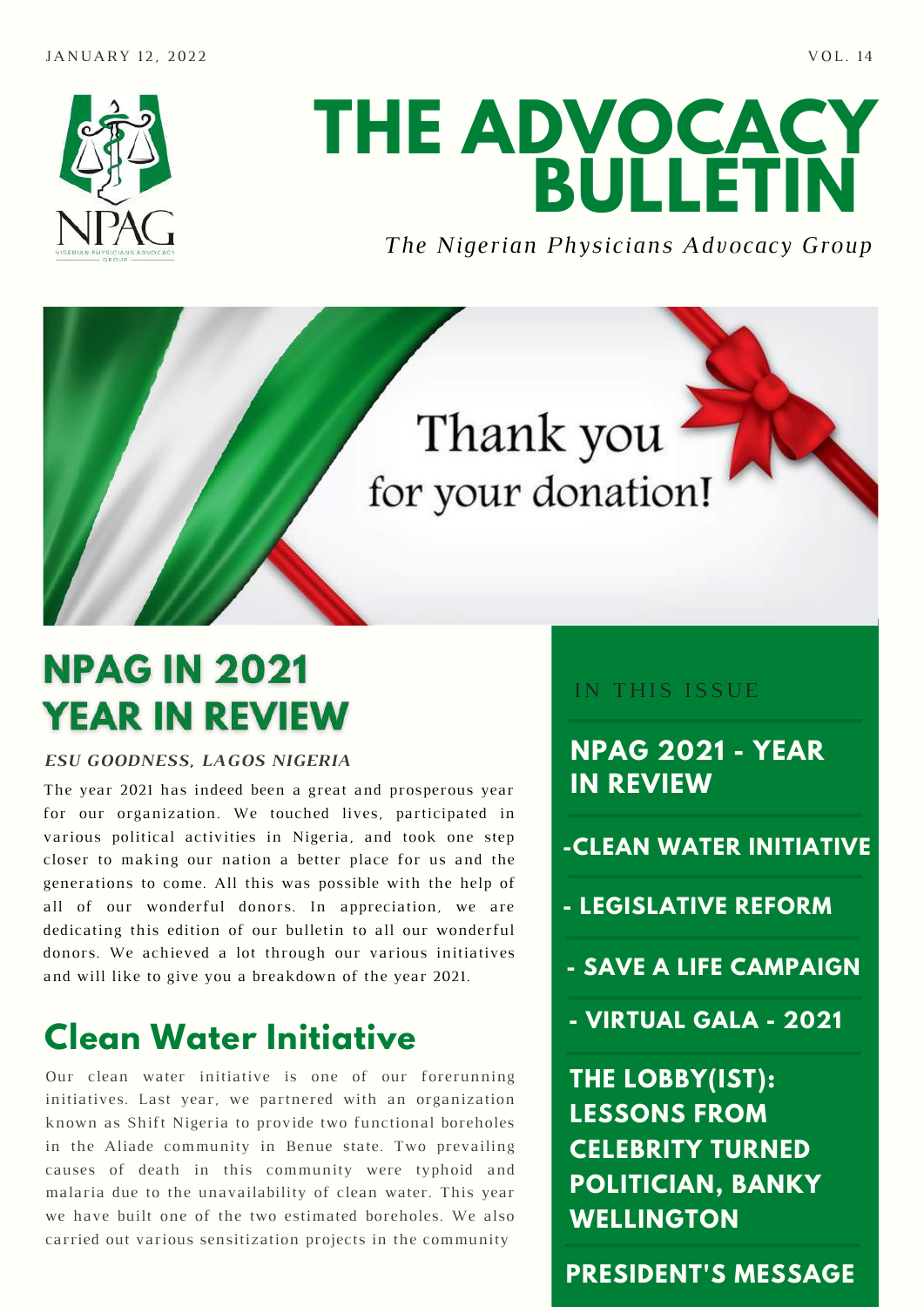JANUARY 12, 2022 VOL. 14

# THE ADVOCACY BULLETIN

*The Nigerian Physicians Advocacy Group*

Thank you for your donation!

## NPAG IN 2021 YEAR IN REVIEW

***ESU GOODNESS, LAGOS NIGERIA***

The year 2021 has indeed been a great and prosperous year for our organization. We touched lives, participated in various political activities in Nigeria, and took one step closer to making our nation a better place for us and the generations to come. All this was possible with the help of all of our wonderful donors. In appreciation, we are dedicating this edition of our bulletin to all our wonderful donors. We achieved a lot through our various initiatives and will like to give you a breakdown of the year 2021.

## Clean Water Initiative

Our clean water initiative is one of our forerunning initiatives. Last year, we partnered with an organization known as Shift Nigeria to provide two functional boreholes in the Aliade community in Benue state. Two prevailing causes of death in this community were typhoid and malaria due to the unavailability of clean water. This year we have built one of the two estimated boreholes. We also carried out various sensitization projects in the community

---

IN THIS ISSUE

**NPAG 2021 - YEAR IN REVIEW**

**-CLEAN WATER INITIATIVE**

**- LEGISLATIVE REFORM**

**- SAVE A LIFE CAMPAIGN**

**- VIRTUAL GALA - 2021**

**THE LOBBY(IST): LESSONS FROM CELEBRITY TURNED POLITICIAN, BANKY WELLINGTON**

**PRESIDENT'S MESSAGE**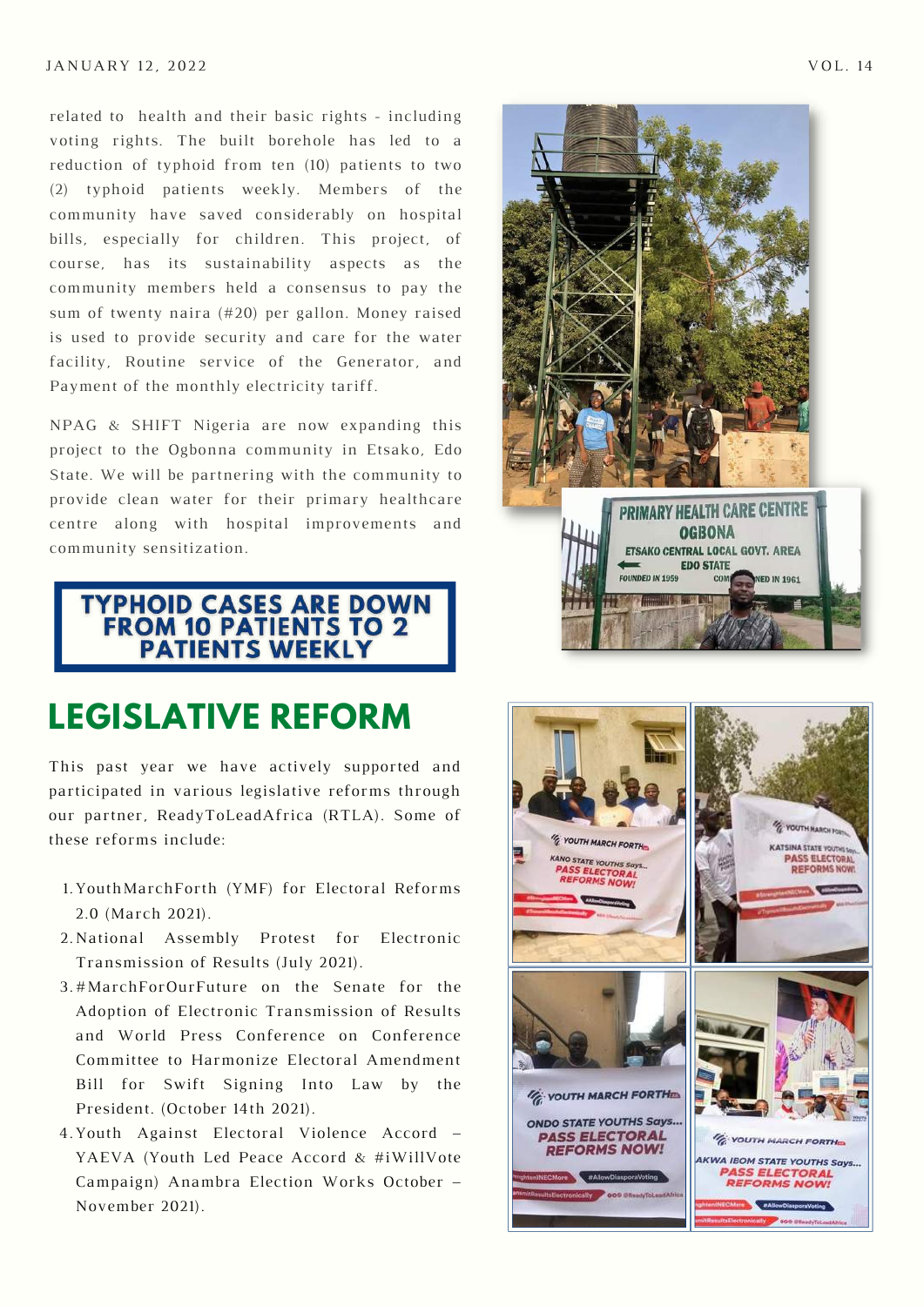related to health and their basic rights - including voting rights. The built borehole has led to a reduction of typhoid from ten (10) patients to two (2) typhoid patients weekly. Members of the community have saved considerably on hospital bills, especially for children. This project, of course, has its sustainability aspects as the community members held a consensus to pay the sum of twenty naira (#20) per gallon. Money raised is used to provide security and care for the water facility, Routine service of the Generator, and Payment of the monthly electricity tariff.

NPAG & SHIFT Nigeria are now expanding this project to the Ogbonna community in Etsako, Edo State. We will be partnering with the community to provide clean water for their primary healthcare centre along with hospital improvements and community sensitization.

**TYPHOID CASES ARE DOWN FROM 10 PATIENTS TO 2 PATIENTS WEEKLY**

## LEGISLATIVE REFORM

This past year we have actively supported and participated in various legislative reforms through our partner, ReadyToLeadAfrica (RTLA). Some of these reforms include:

1. YouthMarchForth (YMF) for Electoral Reforms 2.0 (March 2021).
2. National Assembly Protest for Electronic Transmission of Results (July 2021).
3. #MarchForOurFuture on the Senate for the Adoption of Electronic Transmission of Results and World Press Conference on Conference Committee to Harmonize Electoral Amendment Bill for Swift Signing Into Law by the President. (October 14th 2021).
4. Youth Against Electoral Violence Accord – YAEVA (Youth Led Peace Accord & #iWillVote Campaign) Anambra Election Works October – November 2021).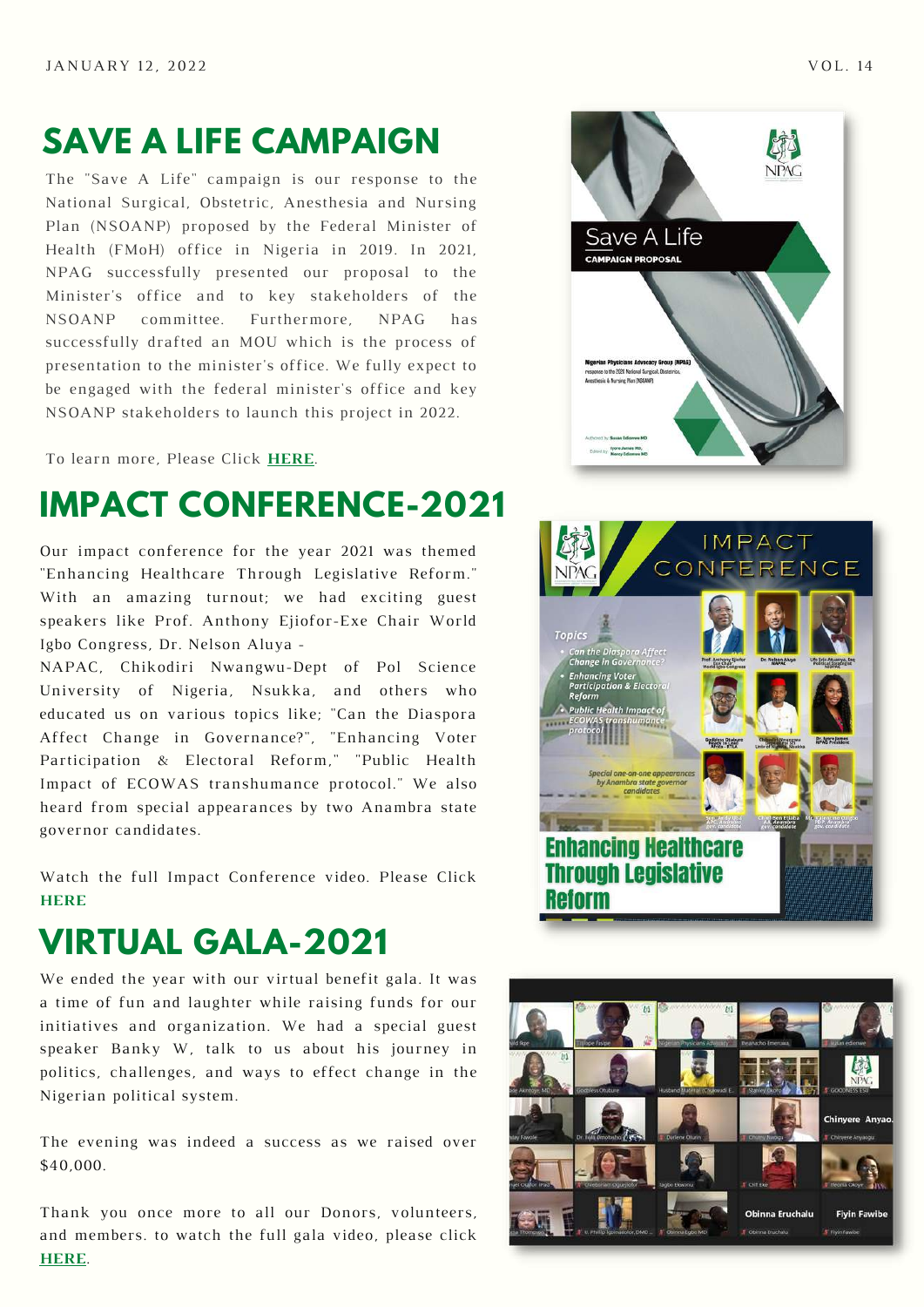# SAVE A LIFE CAMPAIGN

The "Save A Life" campaign is our response to the National Surgical, Obstetric, Anesthesia and Nursing Plan (NSOANP) proposed by the Federal Minister of Health (FMoH) office in Nigeria in 2019. In 2021, NPAG successfully presented our proposal to the Minister's office and to key stakeholders of the NSOANP committee. Furthermore, NPAG has successfully drafted an MOU which is the process of presentation to the minister's office. We fully expect to be engaged with the federal minister's office and key NSOANP stakeholders to launch this project in 2022.

To learn more, Please Click **HERE**.

# IMPACT CONFERENCE-2021

Our impact conference for the year 2021 was themed "Enhancing Healthcare Through Legislative Reform." With an amazing turnout; we had exciting guest speakers like Prof. Anthony Ejiofor-Exe Chair World Igbo Congress, Dr. Nelson Aluya - NAPAC, Chikodiri Nwangwu-Dept of Pol Science University of Nigeria, Nsukka, and others who educated us on various topics like; "Can the Diaspora Affect Change in Governance?", "Enhancing Voter Participation & Electoral Reform," "Public Health Impact of ECOWAS transhumance protocol." We also heard from special appearances by two Anambra state governor candidates.

Watch the full Impact Conference video. Please Click **HERE**

# VIRTUAL GALA-2021

We ended the year with our virtual benefit gala. It was a time of fun and laughter while raising funds for our initiatives and organization. We had a special guest speaker Banky W, talk to us about his journey in politics, challenges, and ways to effect change in the Nigerian political system.

The evening was indeed a success as we raised over $40,000.

Thank you once more to all our Donors, volunteers, and members. to watch the full gala video, please click **HERE**.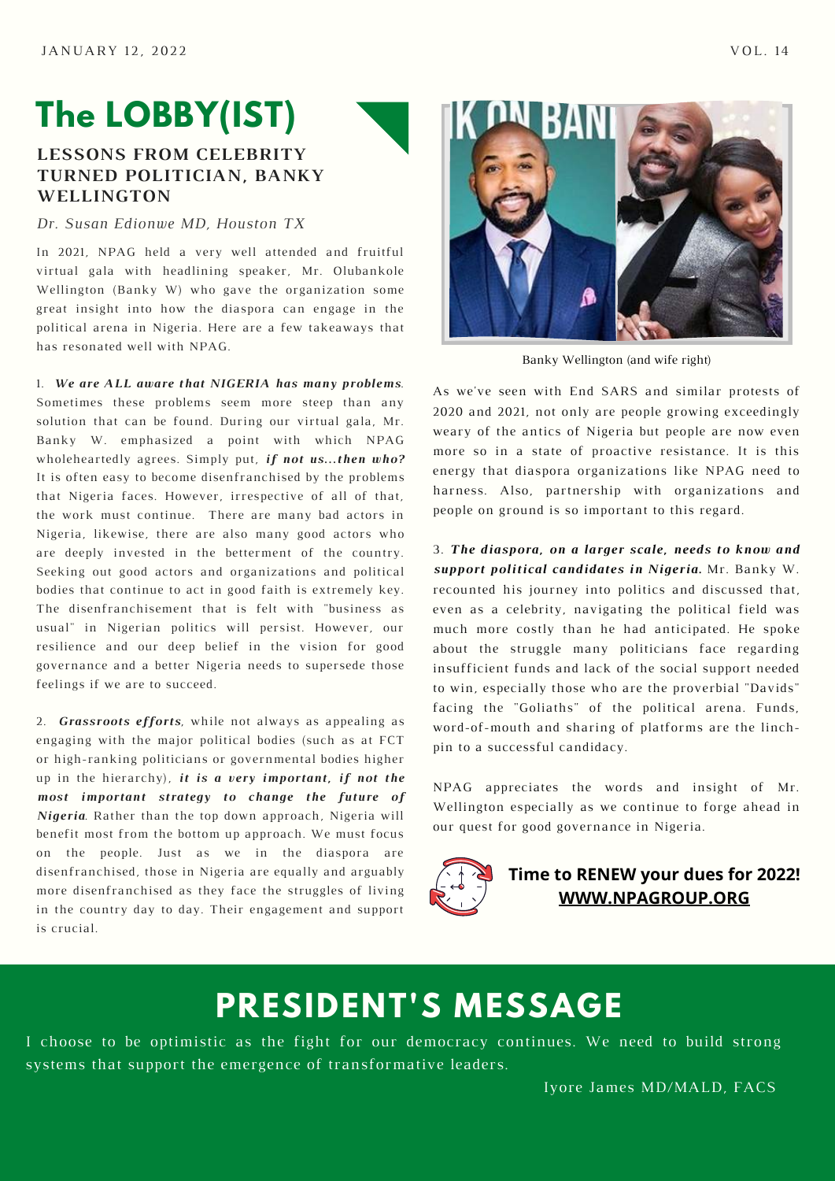JANUARY 12, 2022

VOL. 14

# The LOBBY(IST)

### LESSONS FROM CELEBRITY TURNED POLITICIAN, BANKY WELLINGTON

*Dr. Susan Edionwe MD, Houston TX*

In 2021, NPAG held a very well attended and fruitful virtual gala with headlining speaker, Mr. Olubankole Wellington (Banky W) who gave the organization some great insight into how the diaspora can engage in the political arena in Nigeria. Here are a few takeaways that has resonated well with NPAG.

1. ***We are ALL aware that NIGERIA has many problems***. Sometimes these problems seem more steep than any solution that can be found. During our virtual gala, Mr. Banky W. emphasized a point with which NPAG wholeheartedly agrees. Simply put, ***if not us...then who?*** It is often easy to become disenfranchised by the problems that Nigeria faces. However, irrespective of all of that, the work must continue. There are many bad actors in Nigeria, likewise, there are also many good actors who are deeply invested in the betterment of the country. Seeking out good actors and organizations and political bodies that continue to act in good faith is extremely key. The disenfranchisement that is felt with "business as usual" in Nigerian politics will persist. However, our resilience and our deep belief in the vision for good governance and a better Nigeria needs to supersede those feelings if we are to succeed.

2. ***Grassroots efforts***, while not always as appealing as engaging with the major political bodies (such as at FCT or high-ranking politicians or governmental bodies higher up in the hierarchy), ***it is a very important, if not the most important strategy to change the future of Nigeria***. Rather than the top down approach, Nigeria will benefit most from the bottom up approach. We must focus on the people. Just as we in the diaspora are disenfranchised, those in Nigeria are equally and arguably more disenfranchised as they face the struggles of living in the country day to day. Their engagement and support is crucial.

Banky Wellington (and wife right)

As we've seen with End SARS and similar protests of 2020 and 2021, not only are people growing exceedingly weary of the antics of Nigeria but people are now even more so in a state of proactive resistance. It is this energy that diaspora organizations like NPAG need to harness. Also, partnership with organizations and people on ground is so important to this regard.

3. ***The diaspora, on a larger scale, needs to know and support political candidates in Nigeria.*** Mr. Banky W. recounted his journey into politics and discussed that, even as a celebrity, navigating the political field was much more costly than he had anticipated. He spoke about the struggle many politicians face regarding insufficient funds and lack of the social support needed to win, especially those who are the proverbial "Davids" facing the "Goliaths" of the political arena. Funds, word-of-mouth and sharing of platforms are the linch-pin to a successful candidacy.

NPAG appreciates the words and insight of Mr. Wellington especially as we continue to forge ahead in our quest for good governance in Nigeria.

**Time to RENEW your dues for 2022!**
**WWW.NPAGROUP.ORG**

## PRESIDENT'S MESSAGE

I choose to be optimistic as the fight for our democracy continues. We need to build strong systems that support the emergence of transformative leaders.

Iyore James MD/MALD, FACS